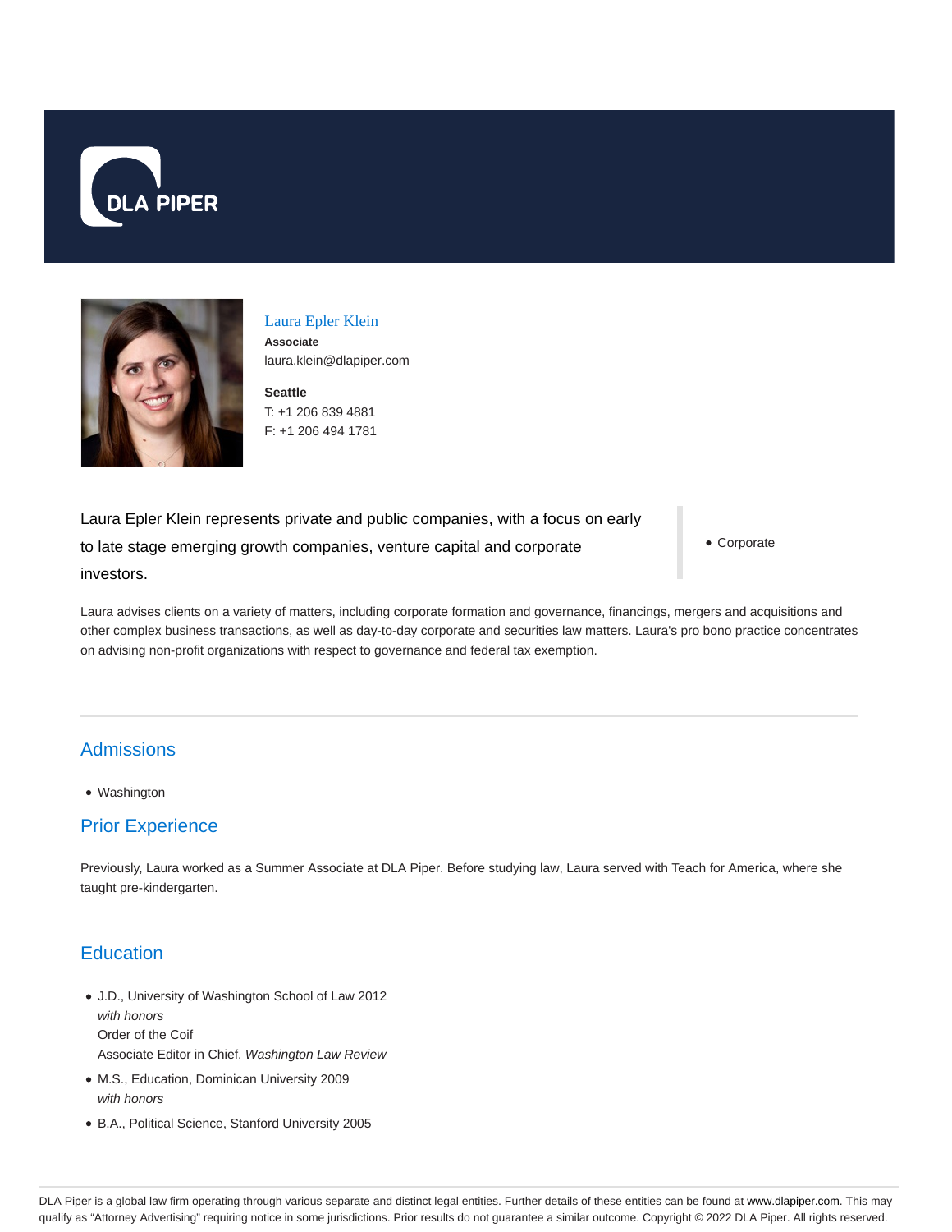# Laura Epler Klein

**Associate**
laura.klein@dlapiper.com

**Seattle**
T: +1 206 839 4881
F: +1 206 494 1781

Laura Epler Klein represents private and public companies, with a focus on early to late stage emerging growth companies, venture capital and corporate investors.

- Corporate

Laura advises clients on a variety of matters, including corporate formation and governance, financings, mergers and acquisitions and other complex business transactions, as well as day-to-day corporate and securities law matters. Laura's pro bono practice concentrates on advising non-profit organizations with respect to governance and federal tax exemption.

## Admissions

- Washington

## Prior Experience

Previously, Laura worked as a Summer Associate at DLA Piper. Before studying law, Laura served with Teach for America, where she taught pre-kindergarten.

## Education

- J.D., University of Washington School of Law 2012
  *with honors*
  Order of the Coif
  Associate Editor in Chief, *Washington Law Review*
- M.S., Education, Dominican University 2009
  *with honors*
- B.A., Political Science, Stanford University 2005

DLA Piper is a global law firm operating through various separate and distinct legal entities. Further details of these entities can be found at www.dlapiper.com. This may qualify as "Attorney Advertising" requiring notice in some jurisdictions. Prior results do not guarantee a similar outcome. Copyright © 2022 DLA Piper. All rights reserved.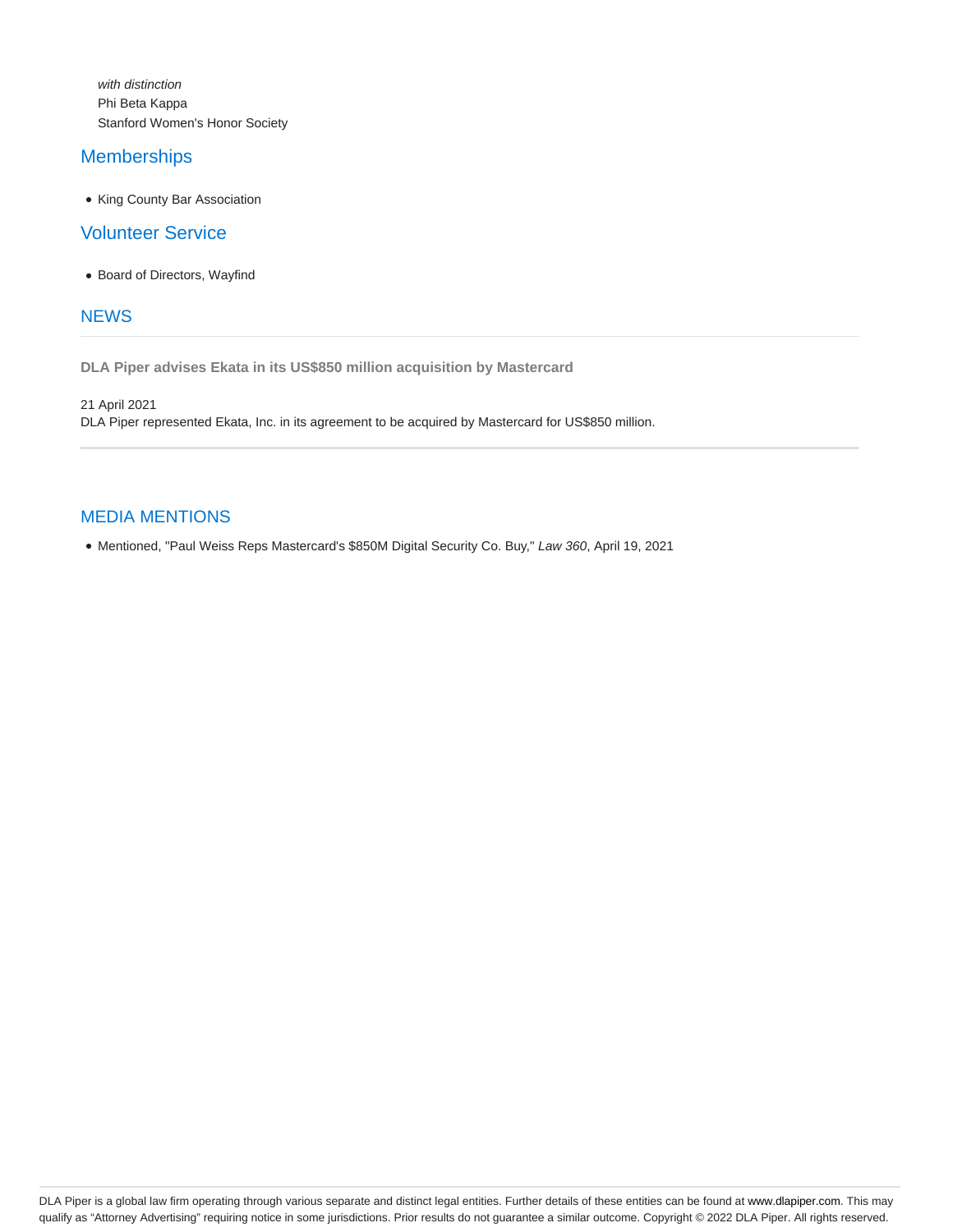*with distinction*
Phi Beta Kappa
Stanford Women's Honor Society

## Memberships

- King County Bar Association

## Volunteer Service

- Board of Directors, Wayfind

## NEWS

**DLA Piper advises Ekata in its US$850 million acquisition by Mastercard**

21 April 2021
DLA Piper represented Ekata, Inc. in its agreement to be acquired by Mastercard for US$850 million.

## MEDIA MENTIONS

- Mentioned, "Paul Weiss Reps Mastercard's $850M Digital Security Co. Buy," *Law 360*, April 19, 2021

DLA Piper is a global law firm operating through various separate and distinct legal entities. Further details of these entities can be found at www.dlapiper.com. This may qualify as "Attorney Advertising" requiring notice in some jurisdictions. Prior results do not guarantee a similar outcome. Copyright © 2022 DLA Piper. All rights reserved.